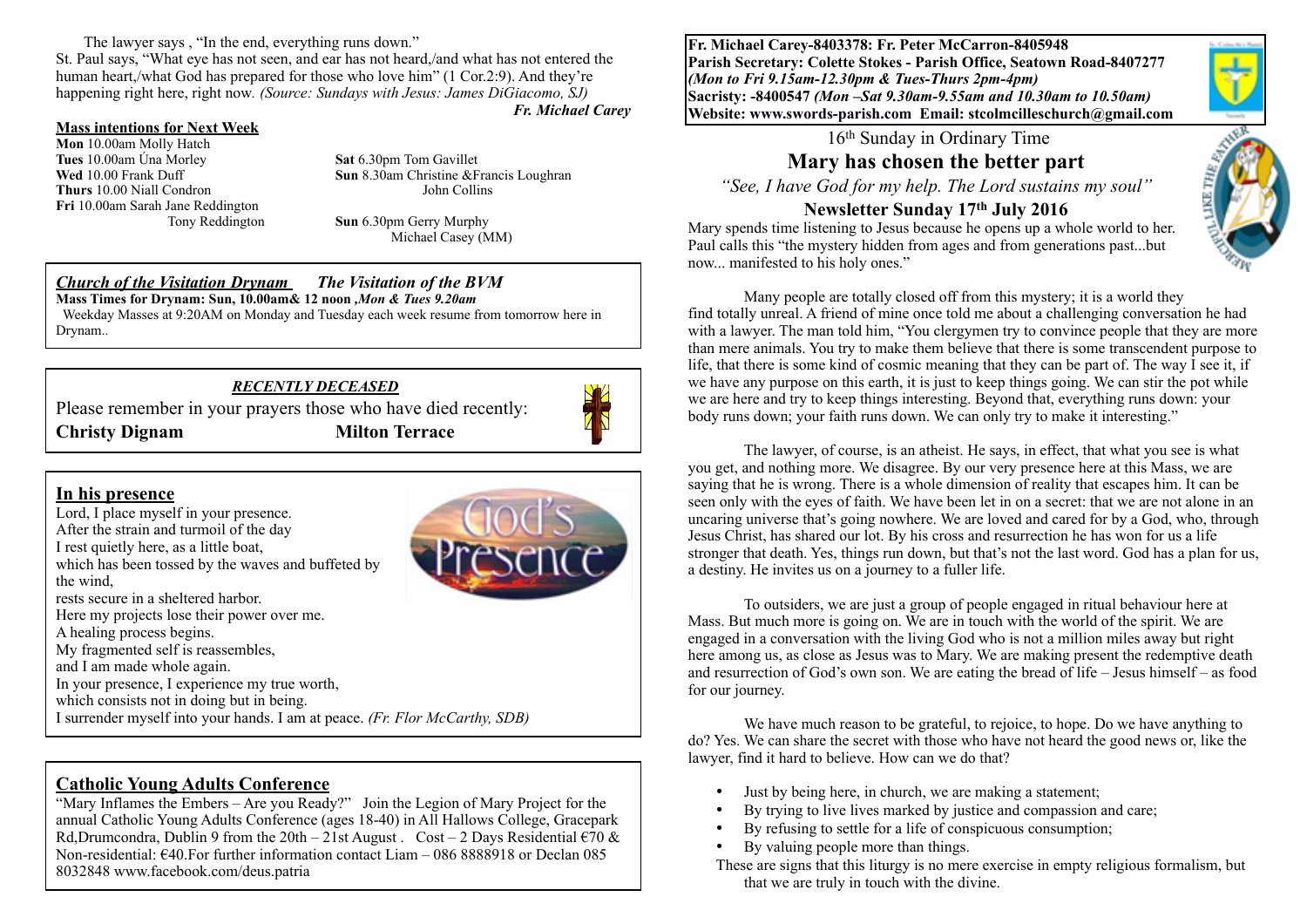The lawyer says , "In the end, everything runs down."
St. Paul says, "What eye has not seen, and ear has not heard,/and what has not entered the human heart,/what God has prepared for those who love him" (1 Cor.2:9). And they're happening right here, right now. *(Source: Sundays with Jesus: James DiGiacomo, SJ)*

***Fr. Michael Carey***

### Mass intentions for Next Week

**Mon** 10.00am Molly Hatch
**Tues** 10.00am Úna Morley
**Wed** 10.00 Frank Duff
**Thurs** 10.00 Niall Condron
**Fri** 10.00am Sarah Jane Reddington
Tony Reddington

**Sat** 6.30pm Tom Gavillet
**Sun** 8.30am Christine &Francis Loughran
John Collins
**Sun** 6.30pm Gerry Murphy
Michael Casey (MM)

### *Church of the Visitation Drynam* — *The Visitation of the BVM*

**Mass Times for Drynam: Sun, 10.00am& 12 noon ,*Mon & Tues 9.20am***
Weekday Masses at 9:20AM on Monday and Tuesday each week resume from tomorrow here in Drynam..

### *RECENTLY DECEASED*

Please remember in your prayers those who have died recently:
**Christy Dignam** — **Milton Terrace**

### In his presence

Lord, I place myself in your presence.
After the strain and turmoil of the day
I rest quietly here, as a little boat,
which has been tossed by the waves and buffeted by the wind,
rests secure in a sheltered harbor.
Here my projects lose their power over me.
A healing process begins.
My fragmented self is reassembles,
and I am made whole again.
In your presence, I experience my true worth,
which consists not in doing but in being.
I surrender myself into your hands. I am at peace. *(Fr. Flor McCarthy, SDB)*

### Catholic Young Adults Conference

"Mary Inflames the Embers – Are you Ready?" Join the Legion of Mary Project for the annual Catholic Young Adults Conference (ages 18-40) in All Hallows College, Gracepark Rd,Drumcondra, Dublin 9 from the 20th – 21st August . Cost – 2 Days Residential €70 & Non-residential: €40.For further information contact Liam – 086 8888918 or Declan 085 8032848 www.facebook.com/deus.patria

**Fr. Michael Carey-8403378: Fr. Peter McCarron-8405948**
**Parish Secretary: Colette Stokes - Parish Office, Seatown Road-8407277**
***(Mon to Fri 9.15am-12.30pm & Tues-Thurs 2pm-4pm)***
**Sacristy: -8400547 *(Mon –Sat 9.30am-9.55am and 10.30am to 10.50am)***
**Website: www.swords-parish.com Email: stcolmcilleschurch@gmail.com**

16th Sunday in Ordinary Time

# Mary has chosen the better part

*"See, I have God for my help. The Lord sustains my soul"*

## Newsletter Sunday 17th July 2016

Mary spends time listening to Jesus because he opens up a whole world to her. Paul calls this "the mystery hidden from ages and from generations past...but now... manifested to his holy ones."

Many people are totally closed off from this mystery; it is a world they find totally unreal. A friend of mine once told me about a challenging conversation he had with a lawyer. The man told him, "You clergymen try to convince people that they are more than mere animals. You try to make them believe that there is some transcendent purpose to life, that there is some kind of cosmic meaning that they can be part of. The way I see it, if we have any purpose on this earth, it is just to keep things going. We can stir the pot while we are here and try to keep things interesting. Beyond that, everything runs down: your body runs down; your faith runs down. We can only try to make it interesting."

The lawyer, of course, is an atheist. He says, in effect, that what you see is what you get, and nothing more. We disagree. By our very presence here at this Mass, we are saying that he is wrong. There is a whole dimension of reality that escapes him. It can be seen only with the eyes of faith. We have been let in on a secret: that we are not alone in an uncaring universe that's going nowhere. We are loved and cared for by a God, who, through Jesus Christ, has shared our lot. By his cross and resurrection he has won for us a life stronger that death. Yes, things run down, but that's not the last word. God has a plan for us, a destiny. He invites us on a journey to a fuller life.

To outsiders, we are just a group of people engaged in ritual behaviour here at Mass. But much more is going on. We are in touch with the world of the spirit. We are engaged in a conversation with the living God who is not a million miles away but right here among us, as close as Jesus was to Mary. We are making present the redemptive death and resurrection of God's own son. We are eating the bread of life – Jesus himself – as food for our journey.

We have much reason to be grateful, to rejoice, to hope. Do we have anything to do? Yes. We can share the secret with those who have not heard the good news or, like the lawyer, find it hard to believe. How can we do that?

- Just by being here, in church, we are making a statement;
- By trying to live lives marked by justice and compassion and care;
- By refusing to settle for a life of conspicuous consumption;
- By valuing people more than things.

These are signs that this liturgy is no mere exercise in empty religious formalism, but that we are truly in touch with the divine.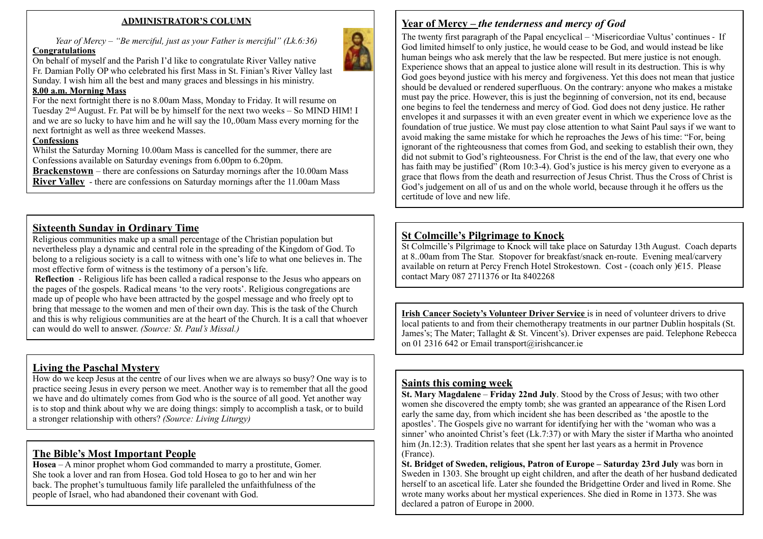## ADMINISTRATOR'S COLUMN

*Year of Mercy – "Be merciful, just as your Father is merciful" (Lk.6:36)*

**Congratulations**

On behalf of myself and the Parish I'd like to congratulate River Valley native Fr. Damian Polly OP who celebrated his first Mass in St. Finian's River Valley last Sunday. I wish him all the best and many graces and blessings in his ministry.

**8.00 a.m. Morning Mass**

For the next fortnight there is no 8.00am Mass, Monday to Friday. It will resume on Tuesday 2nd August. Fr. Pat will be by himself for the next two weeks – So MIND HIM! I and we are so lucky to have him and he will say the 10,.00am Mass every morning for the next fortnight as well as three weekend Masses.

**Confessions**

Whilst the Saturday Morning 10.00am Mass is cancelled for the summer, there are Confessions available on Saturday evenings from 6.00pm to 6.20pm.

**Brackenstown** – there are confessions on Saturday mornings after the 10.00am Mass

**River Valley** - there are confessions on Saturday mornings after the 11.00am Mass

## Sixteenth Sunday in Ordinary Time

Religious communities make up a small percentage of the Christian population but nevertheless play a dynamic and central role in the spreading of the Kingdom of God. To belong to a religious society is a call to witness with one's life to what one believes in. The most effective form of witness is the testimony of a person's life.

**Reflection** - Religious life has been called a radical response to the Jesus who appears on the pages of the gospels. Radical means 'to the very roots'. Religious congregations are made up of people who have been attracted by the gospel message and who freely opt to bring that message to the women and men of their own day. This is the task of the Church and this is why religious communities are at the heart of the Church. It is a call that whoever can would do well to answer. *(Source: St. Paul's Missal.)*

## Living the Paschal Mystery

How do we keep Jesus at the centre of our lives when we are always so busy? One way is to practice seeing Jesus in every person we meet. Another way is to remember that all the good we have and do ultimately comes from God who is the source of all good. Yet another way is to stop and think about why we are doing things: simply to accomplish a task, or to build a stronger relationship with others? *(Source: Living Liturgy)*

## The Bible's Most Important People

**Hosea** – A minor prophet whom God commanded to marry a prostitute, Gomer. She took a lover and ran from Hosea. God told Hosea to go to her and win her back. The prophet's tumultuous family life paralleled the unfaithfulness of the people of Israel, who had abandoned their covenant with God.

## Year of Mercy – *the tenderness and mercy of God*

The twenty first paragraph of the Papal encyclical – 'Misericordiae Vultus' continues - If God limited himself to only justice, he would cease to be God, and would instead be like human beings who ask merely that the law be respected. But mere justice is not enough. Experience shows that an appeal to justice alone will result in its destruction. This is why God goes beyond justice with his mercy and forgiveness. Yet this does not mean that justice should be devalued or rendered superfluous. On the contrary: anyone who makes a mistake must pay the price. However, this is just the beginning of conversion, not its end, because one begins to feel the tenderness and mercy of God. God does not deny justice. He rather envelopes it and surpasses it with an even greater event in which we experience love as the foundation of true justice. We must pay close attention to what Saint Paul says if we want to avoid making the same mistake for which he reproaches the Jews of his time: "For, being ignorant of the righteousness that comes from God, and seeking to establish their own, they did not submit to God's righteousness. For Christ is the end of the law, that every one who has faith may be justified" (Rom 10:3-4). God's justice is his mercy given to everyone as a grace that flows from the death and resurrection of Jesus Christ. Thus the Cross of Christ is God's judgement on all of us and on the whole world, because through it he offers us the certitude of love and new life.

## St Colmcille's Pilgrimage to Knock

St Colmcille's Pilgrimage to Knock will take place on Saturday 13th August. Coach departs at 8..00am from The Star. Stopover for breakfast/snack en-route. Evening meal/carvery available on return at Percy French Hotel Strokestown. Cost - (coach only )€15. Please contact Mary 087 2711376 or Ita 8402268

**Irish Cancer Society's Volunteer Driver Service** is in need of volunteer drivers to drive local patients to and from their chemotherapy treatments in our partner Dublin hospitals (St. James's; The Mater; Tallaght & St. Vincent's). Driver expenses are paid. Telephone Rebecca on 01 2316 642 or Email transport@irishcancer.ie

## Saints this coming week

**St. Mary Magdalene** – **Friday 22nd July**. Stood by the Cross of Jesus; with two other women she discovered the empty tomb; she was granted an appearance of the Risen Lord early the same day, from which incident she has been described as 'the apostle to the apostles'. The Gospels give no warrant for identifying her with the 'woman who was a sinner' who anointed Christ's feet (Lk.7:37) or with Mary the sister if Martha who anointed him (Jn.12:3). Tradition relates that she spent her last years as a hermit in Provence (France).

**St. Bridget of Sweden, religious, Patron of Europe – Saturday 23rd July** was born in Sweden in 1303. She brought up eight children, and after the death of her husband dedicated herself to an ascetical life. Later she founded the Bridgettine Order and lived in Rome. She wrote many works about her mystical experiences. She died in Rome in 1373. She was declared a patron of Europe in 2000.